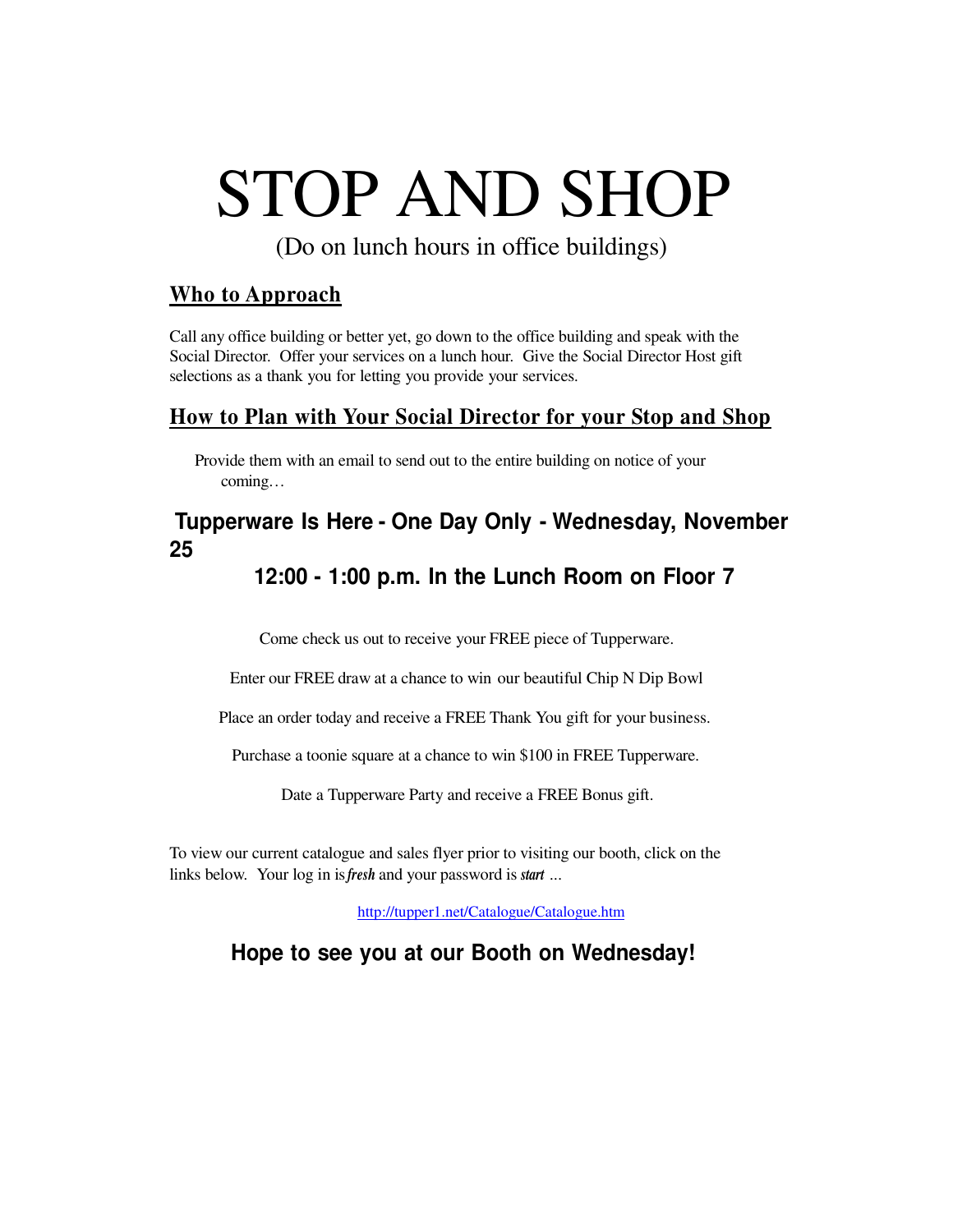# STOP AND SHOP

(Do on lunch hours in office buildings)

## Who to Approach

Call any office building or better yet, go down to the office building and speak with the Social Director. Offer your services on a lunch hour. Give the Social Director Host gift selections as a thank you for letting you provide your services.

## How to Plan with Your Social Director for your Stop and Shop

Provide them with an email to send out to the entire building on notice of your coming…

### Tupperware Is Here - One Day Only - Wednesday, November 25

### 12:00 - 1:00 p.m. In the Lunch Room on Floor 7

Come check us out to receive your FREE piece of Tupperware.

Enter our FREE draw at a chance to win our beautiful Chip N Dip Bowl

Place an order today and receive a FREE Thank You gift for your business.

Purchase a toonie square at a chance to win $100 in FREE Tupperware.

Date a Tupperware Party and receive a FREE Bonus gift.

To view our current catalogue and sales flyer prior to visiting our booth, click on the links below. Your log in is ***fresh*** and your password is ***start*** ...

http://tupper1.net/Catalogue/Catalogue.htm

### Hope to see you at our Booth on Wednesday!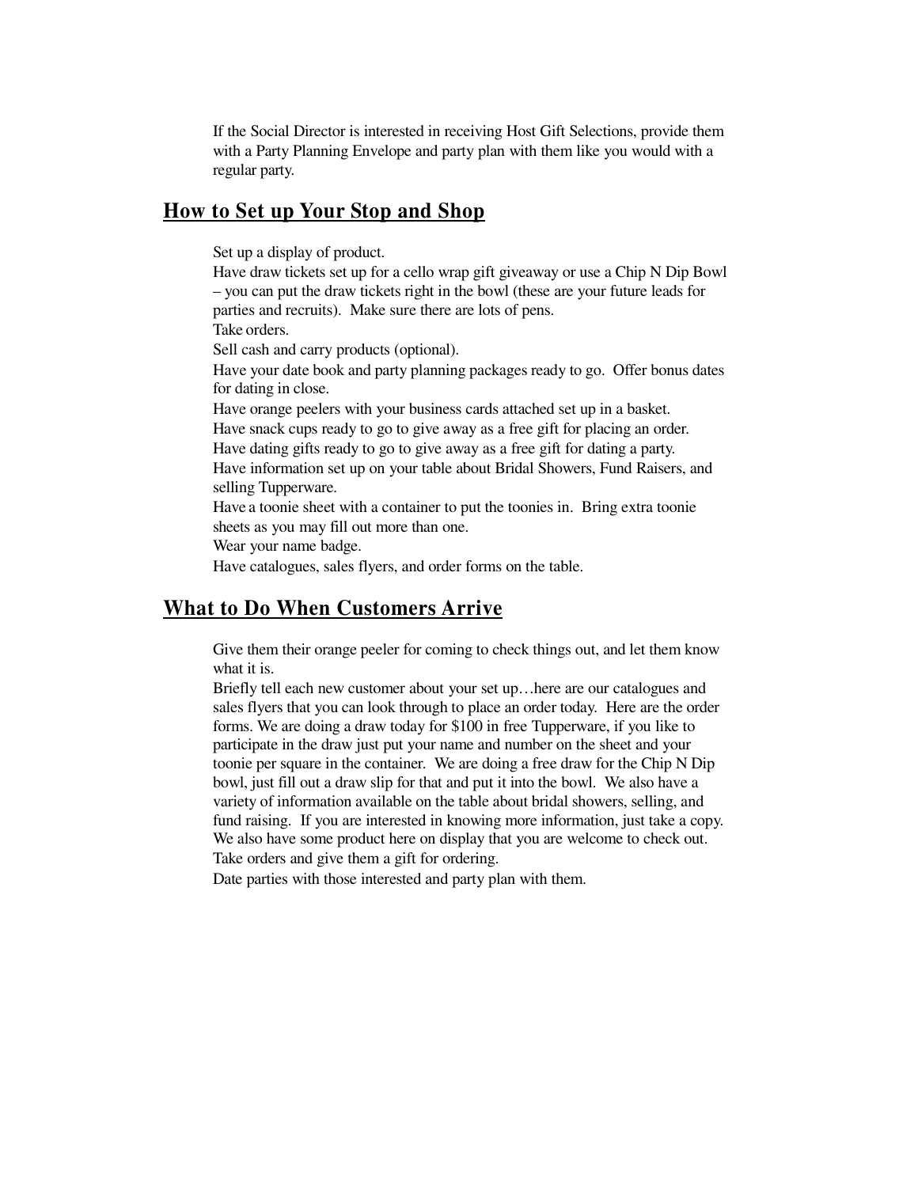If the Social Director is interested in receiving Host Gift Selections, provide them with a Party Planning Envelope and party plan with them like you would with a regular party.

## How to Set up Your Stop and Shop

Set up a display of product.

Have draw tickets set up for a cello wrap gift giveaway or use a Chip N Dip Bowl – you can put the draw tickets right in the bowl (these are your future leads for parties and recruits). Make sure there are lots of pens.

Take orders.

Sell cash and carry products (optional).

Have your date book and party planning packages ready to go. Offer bonus dates for dating in close.

Have orange peelers with your business cards attached set up in a basket.

Have snack cups ready to go to give away as a free gift for placing an order.

Have dating gifts ready to go to give away as a free gift for dating a party.

Have information set up on your table about Bridal Showers, Fund Raisers, and selling Tupperware.

Have a toonie sheet with a container to put the toonies in. Bring extra toonie sheets as you may fill out more than one.

Wear your name badge.

Have catalogues, sales flyers, and order forms on the table.

## What to Do When Customers Arrive

Give them their orange peeler for coming to check things out, and let them know what it is.

Briefly tell each new customer about your set up…here are our catalogues and sales flyers that you can look through to place an order today. Here are the order forms. We are doing a draw today for $100 in free Tupperware, if you like to participate in the draw just put your name and number on the sheet and your toonie per square in the container. We are doing a free draw for the Chip N Dip bowl, just fill out a draw slip for that and put it into the bowl. We also have a variety of information available on the table about bridal showers, selling, and fund raising. If you are interested in knowing more information, just take a copy. We also have some product here on display that you are welcome to check out.

Take orders and give them a gift for ordering.

Date parties with those interested and party plan with them.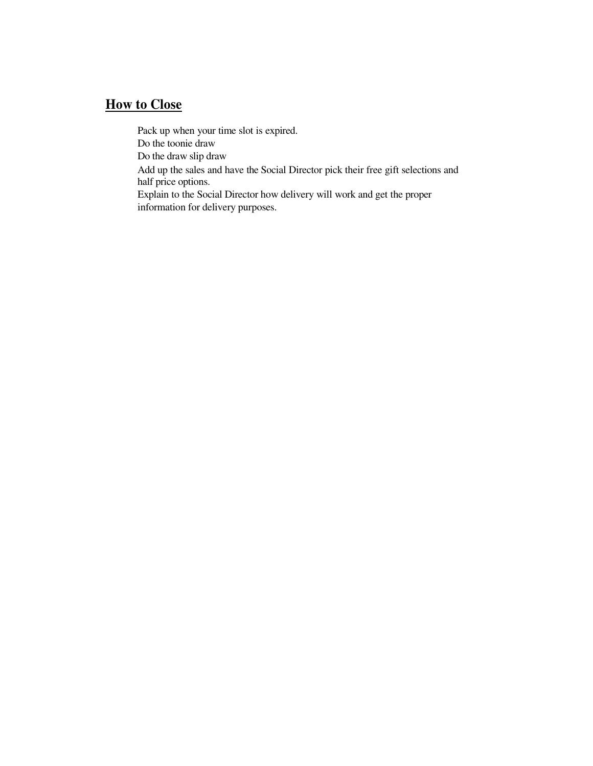## How to Close

Pack up when your time slot is expired.
Do the toonie draw
Do the draw slip draw
Add up the sales and have the Social Director pick their free gift selections and half price options.
Explain to the Social Director how delivery will work and get the proper information for delivery purposes.